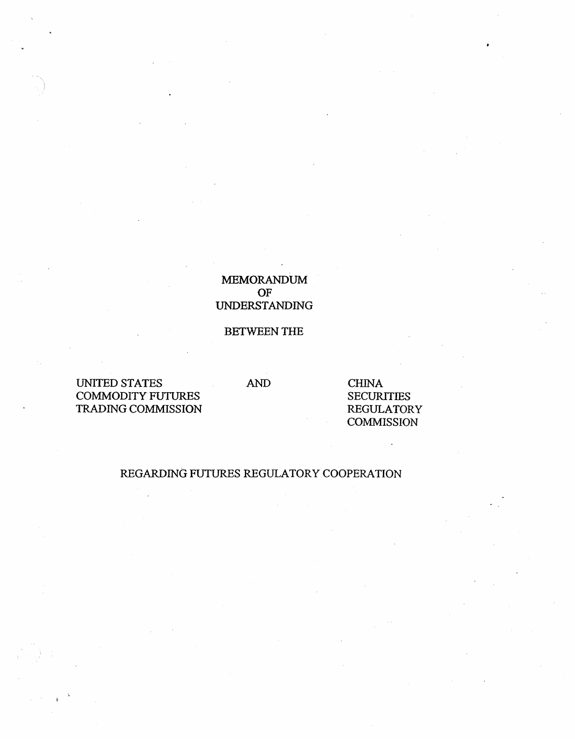# MEMORANDUM OF UNDERSTANDING

BETWEEN THE

UNITED STATES COMMODITY FUTURES TRADING COMMISSION

AND

CHINA SECURITIES REGULATORY COMMISSION

REGARDING FUTURES REGULATORY COOPERATION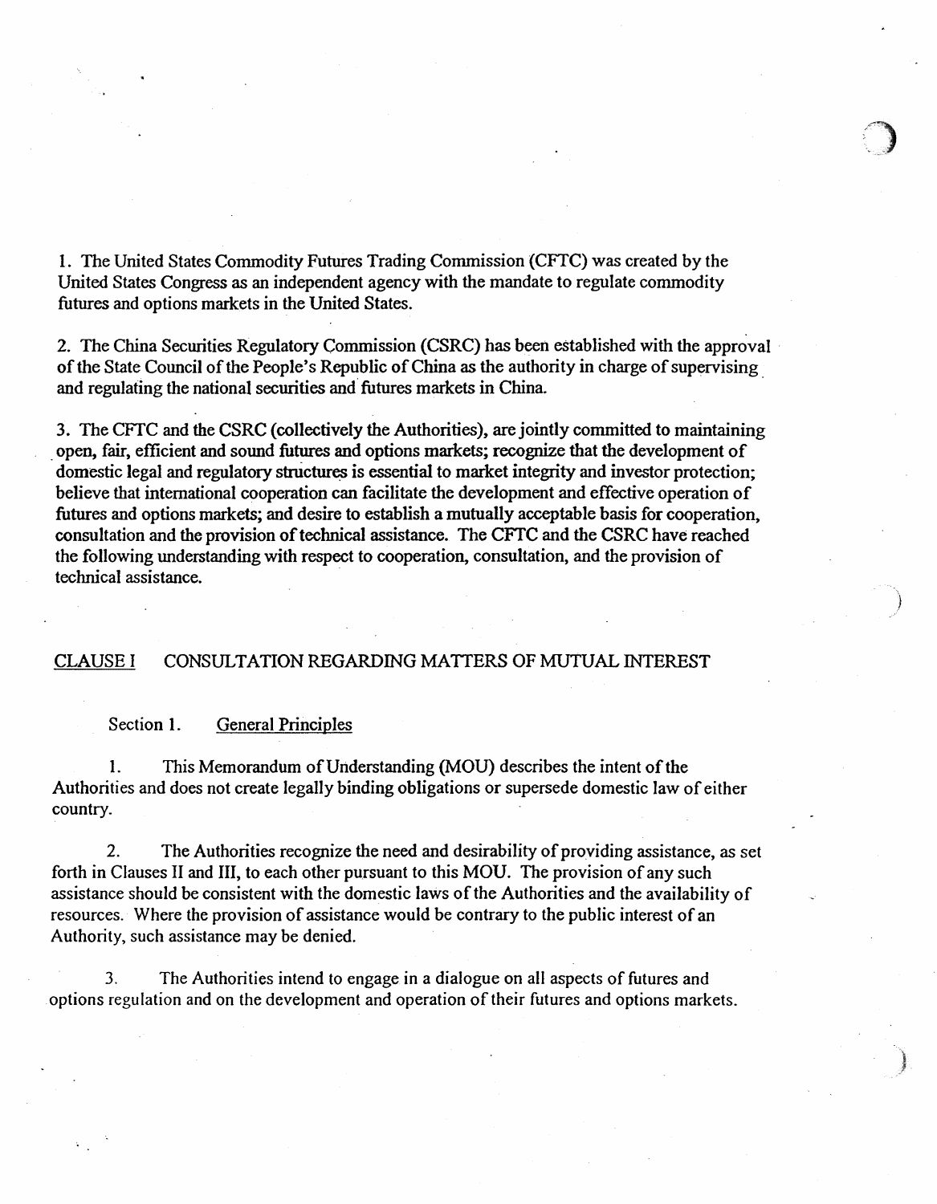1. The United States Commodity Futures Trading Commission (CFTC) was created by the United States Congress as an independent agency with the mandate to regulate commodity futures and options markets in the United States.

2. The China Securities Regulatory Commission (CSRC) has been established with the approval of the State Council of the People's Republic of China as the authority in charge of supervising and regulating the national securities and futures markets in China.

3. The CFTC and the CSRC (collectively the Authorities), are jointly committed to maintaining open, fair, efficient and sound futures and options markets; recognize that the development of domestic legal and regulatory structures is essential to market integrity and investor protection; believe that international cooperation can facilitate the development and effective operation of futures and options markets; and desire to establish a mutually acceptable basis for cooperation, consultation and the provision of technical assistance. The CFTC and the CSRC have reached the following understanding with respect to cooperation, consultation, and the provision of technical assistance.

## CLAUSE I CONSULTATION REGARDING MATTERS OF MUTUAL INTEREST

### Section 1. General Principles

1. This Memorandum of Understanding (MOU) describes the intent of the Authorities and does not create legally binding obligations or supersede domestic law of either country.

2. The Authorities recognize the need and desirability of providing assistance, as set forth in Clauses II and III, to each other pursuant to this MOU. The provision of any such assistance should be consistent with the domestic laws of the Authorities and the availability of resources. Where the provision of assistance would be contrary to the public interest of an Authority, such assistance may be denied.

3. The Authorities intend to engage in a dialogue on all aspects of futures and options regulation and on the development and operation of their futures and options markets.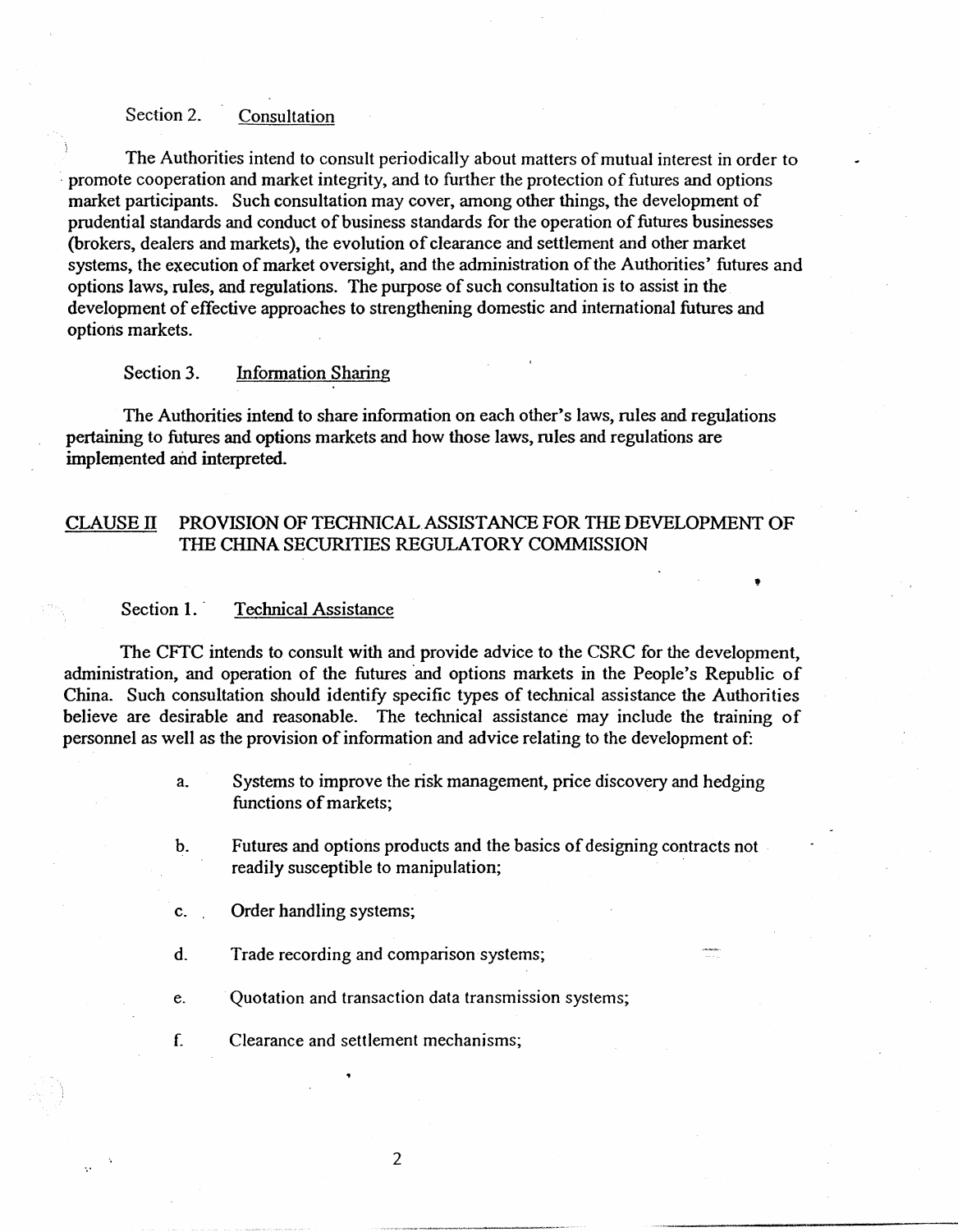Section 2. Consultation

The Authorities intend to consult periodically about matters of mutual interest in order to promote cooperation and market integrity, and to further the protection of futures and options market participants. Such consultation may cover, among other things, the development of prudential standards and conduct of business standards for the operation of futures businesses (brokers, dealers and markets), the evolution of clearance and settlement and other market systems, the execution of market oversight, and the administration of the Authorities' futures and options laws, rules, and regulations. The purpose of such consultation is to assist in the development of effective approaches to strengthening domestic and international futures and options markets.

Section 3. Information Sharing

The Authorities intend to share information on each other's laws, rules and regulations pertaining to futures and options markets and how those laws, rules and regulations are implemented and interpreted.

## CLAUSE II PROVISION OF TECHNICAL ASSISTANCE FOR THE DEVELOPMENT OF THE CHINA SECURITIES REGULATORY COMMISSION

Section 1. Technical Assistance

The CFTC intends to consult with and provide advice to the CSRC for the development, administration, and operation of the futures and options markets in the People's Republic of China. Such consultation should identify specific types of technical assistance the Authorities believe are desirable and reasonable. The technical assistance may include the training of personnel as well as the provision of information and advice relating to the development of:

a. Systems to improve the risk management, price discovery and hedging functions of markets;

b. Futures and options products and the basics of designing contracts not readily susceptible to manipulation;

c. Order handling systems;

d. Trade recording and comparison systems;

e. Quotation and transaction data transmission systems;

f. Clearance and settlement mechanisms;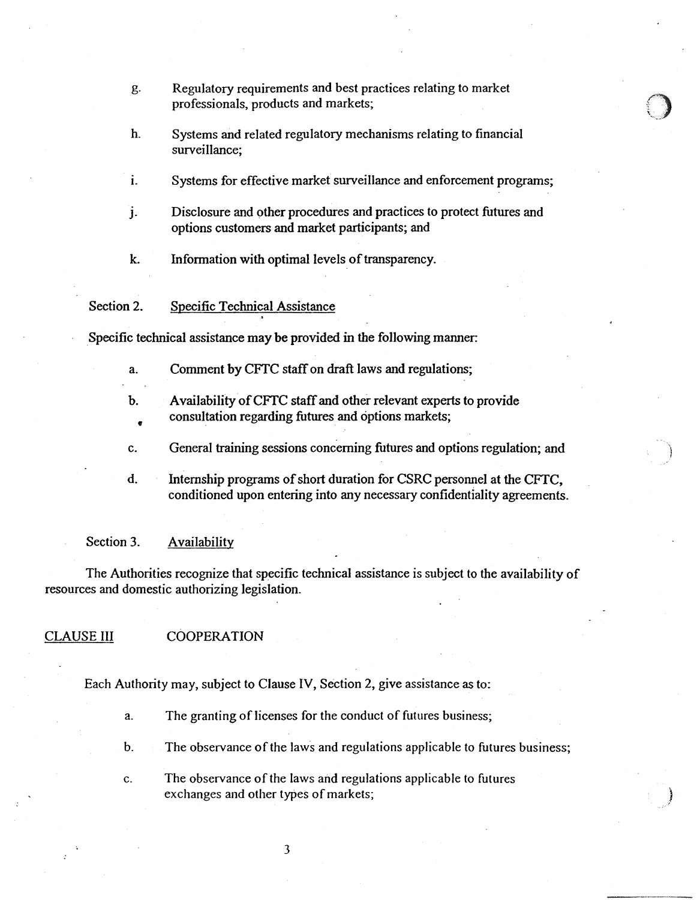g. Regulatory requirements and best practices relating to market professionals, products and markets;

h. Systems and related regulatory mechanisms relating to financial surveillance;

i. Systems for effective market surveillance and enforcement programs;

j. Disclosure and other procedures and practices to protect futures and options customers and market participants; and

k. Information with optimal levels of transparency.

Section 2. Specific Technical Assistance

Specific technical assistance may be provided in the following manner:

a. Comment by CFTC staff on draft laws and regulations;

b. Availability of CFTC staff and other relevant experts to provide consultation regarding futures and options markets;

c. General training sessions concerning futures and options regulation; and

d. Internship programs of short duration for CSRC personnel at the CFTC, conditioned upon entering into any necessary confidentiality agreements.

Section 3. Availability

The Authorities recognize that specific technical assistance is subject to the availability of resources and domestic authorizing legislation.

## CLAUSE III COOPERATION

Each Authority may, subject to Clause IV, Section 2, give assistance as to:

a. The granting of licenses for the conduct of futures business;

b. The observance of the laws and regulations applicable to futures business;

c. The observance of the laws and regulations applicable to futures exchanges and other types of markets;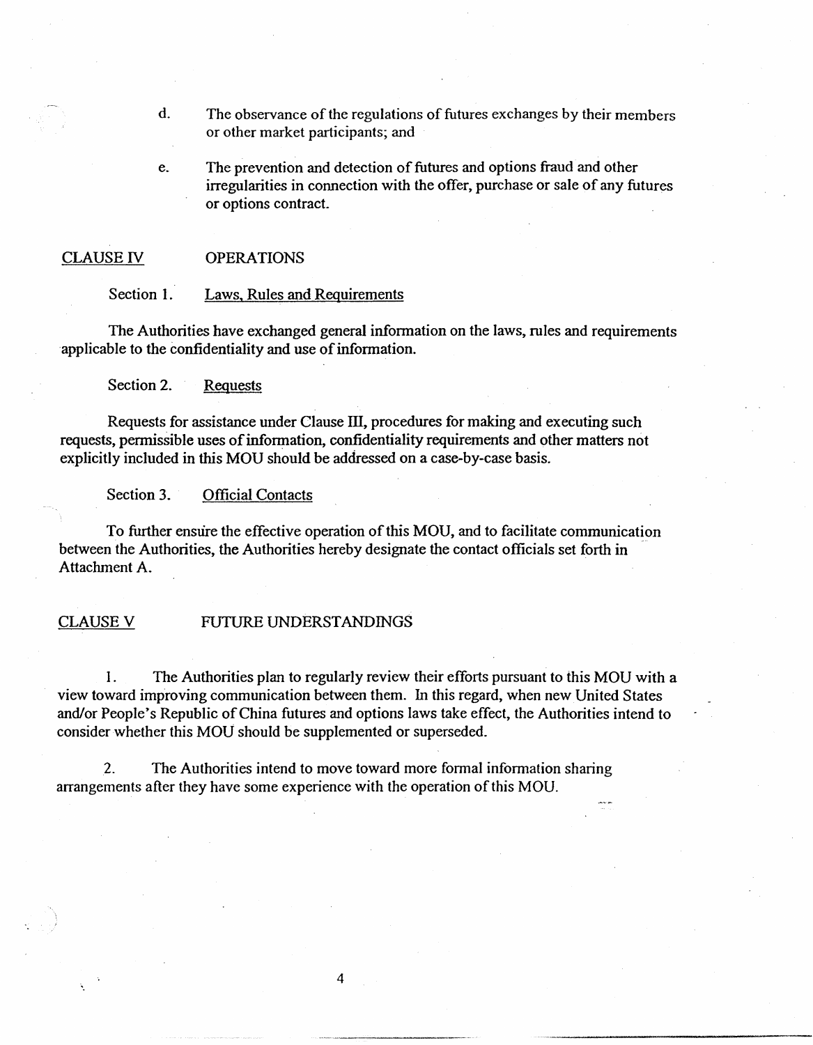d. The observance of the regulations of futures exchanges by their members or other market participants; and

e. The prevention and detection of futures and options fraud and other irregularities in connection with the offer, purchase or sale of any futures or options contract.

## CLAUSE IV OPERATIONS

### Section 1. Laws, Rules and Requirements

The Authorities have exchanged general information on the laws, rules and requirements applicable to the confidentiality and use of information.

### Section 2. Requests

Requests for assistance under Clause III, procedures for making and executing such requests, permissible uses of information, confidentiality requirements and other matters not explicitly included in this MOU should be addressed on a case-by-case basis.

### Section 3. Official Contacts

To further ensure the effective operation of this MOU, and to facilitate communication between the Authorities, the Authorities hereby designate the contact officials set forth in Attachment A.

## CLAUSE V FUTURE UNDERSTANDINGS

1. The Authorities plan to regularly review their efforts pursuant to this MOU with a view toward improving communication between them. In this regard, when new United States and/or People's Republic of China futures and options laws take effect, the Authorities intend to consider whether this MOU should be supplemented or superseded.

2. The Authorities intend to move toward more formal information sharing arrangements after they have some experience with the operation of this MOU.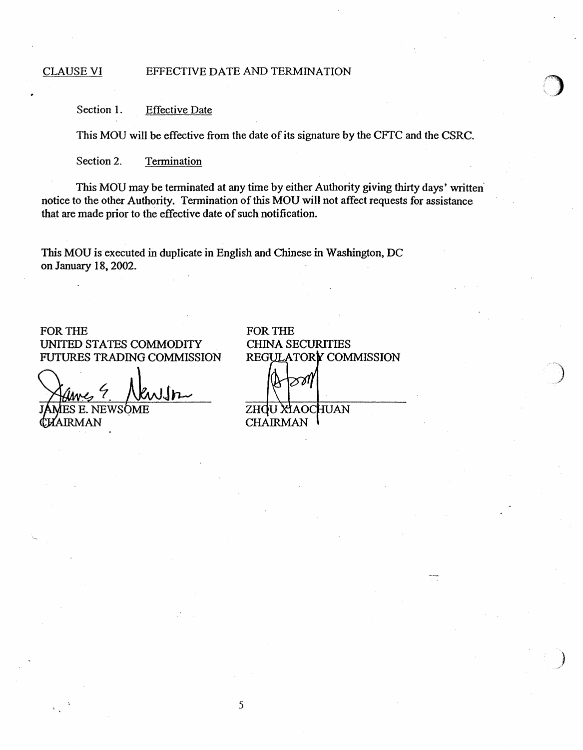## CLAUSE VI EFFECTIVE DATE AND TERMINATION

Section 1. Effective Date

This MOU will be effective from the date of its signature by the CFTC and the CSRC.

Section 2. Termination

This MOU may be terminated at any time by either Authority giving thirty days' written notice to the other Authority. Termination of this MOU will not affect requests for assistance that are made prior to the effective date of such notification.

This MOU is executed in duplicate in English and Chinese in Washington, DC on January 18, 2002.

FOR THE
UNITED STATES COMMODITY
FUTURES TRADING COMMISSION

JAMES E. NEWSOME
CHAIRMAN

FOR THE
CHINA SECURITIES
REGULATORY COMMISSION

ZHOU XIAOCHUAN
CHAIRMAN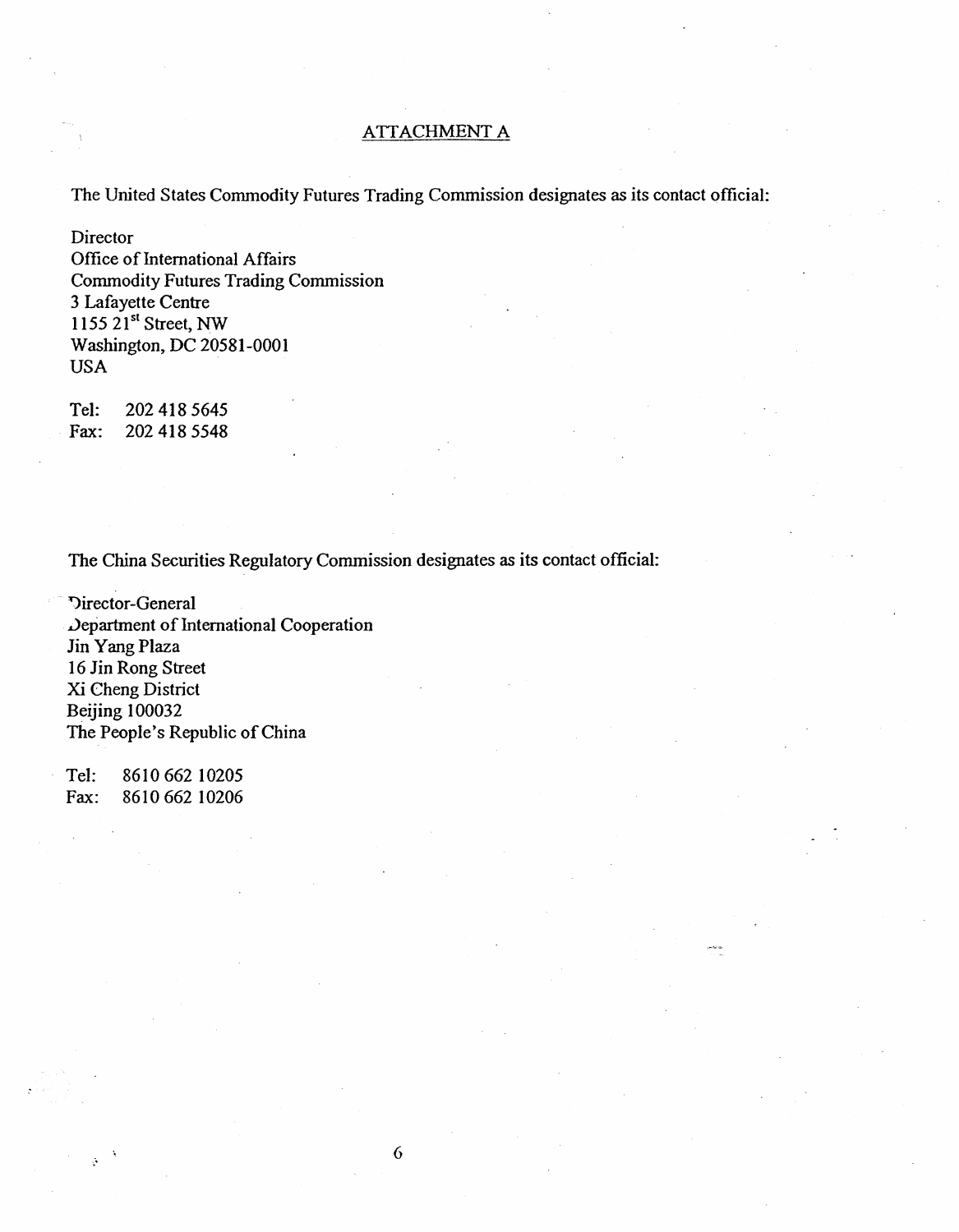## ATTACHMENT A

The United States Commodity Futures Trading Commission designates as its contact official:

Director
Office of International Affairs
Commodity Futures Trading Commission
3 Lafayette Centre
1155 21st Street, NW
Washington, DC 20581-0001
USA

Tel: 202 418 5645
Fax: 202 418 5548

The China Securities Regulatory Commission designates as its contact official:

Director-General
Department of International Cooperation
Jin Yang Plaza
16 Jin Rong Street
Xi Cheng District
Beijing 100032
The People's Republic of China

Tel: 8610 662 10205
Fax: 8610 662 10206